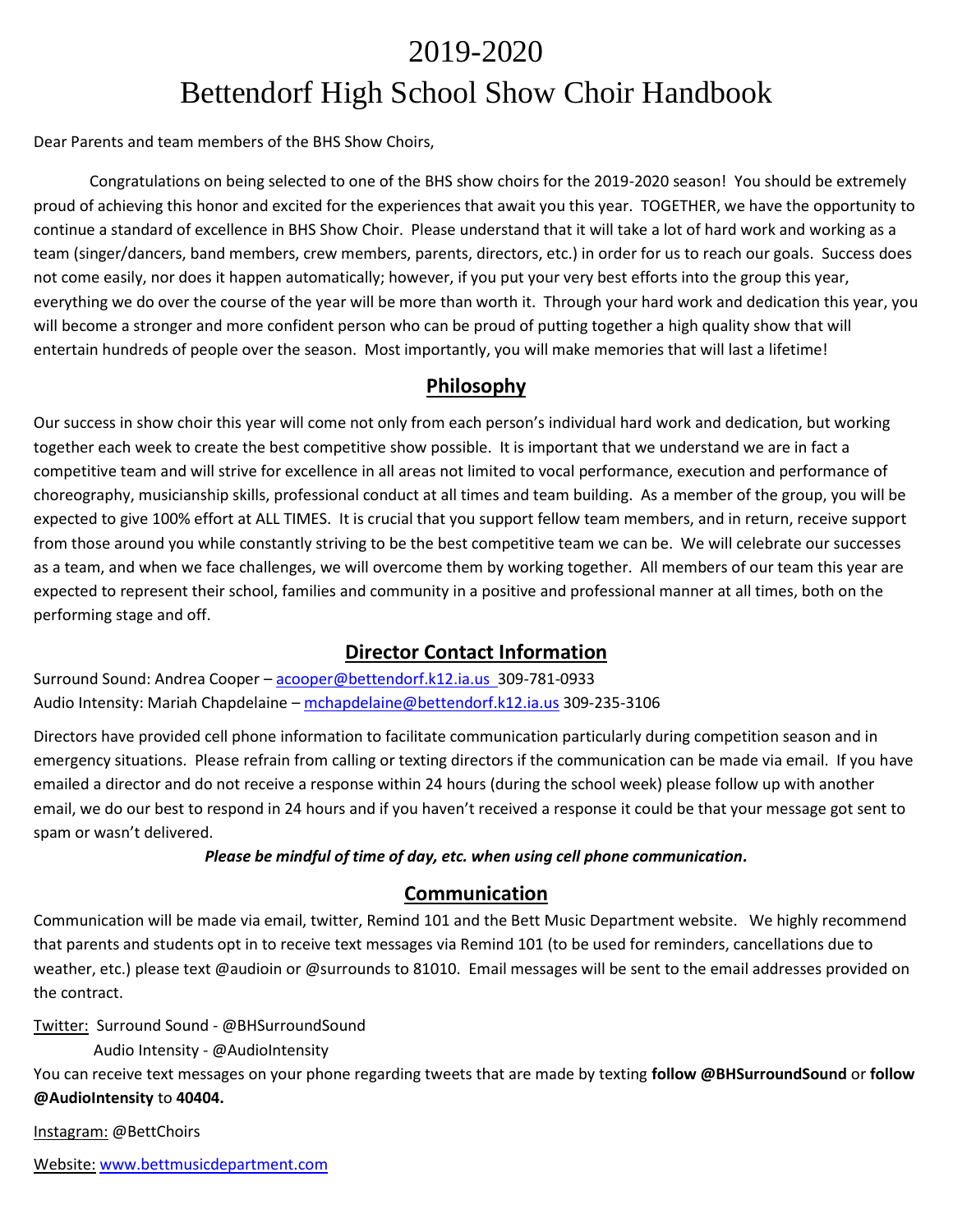# 2019-2020
# Bettendorf High School Show Choir Handbook

Dear Parents and team members of the BHS Show Choirs,

Congratulations on being selected to one of the BHS show choirs for the 2019-2020 season! You should be extremely proud of achieving this honor and excited for the experiences that await you this year. TOGETHER, we have the opportunity to continue a standard of excellence in BHS Show Choir. Please understand that it will take a lot of hard work and working as a team (singer/dancers, band members, crew members, parents, directors, etc.) in order for us to reach our goals. Success does not come easily, nor does it happen automatically; however, if you put your very best efforts into the group this year, everything we do over the course of the year will be more than worth it. Through your hard work and dedication this year, you will become a stronger and more confident person who can be proud of putting together a high quality show that will entertain hundreds of people over the season. Most importantly, you will make memories that will last a lifetime!

## Philosophy

Our success in show choir this year will come not only from each person's individual hard work and dedication, but working together each week to create the best competitive show possible. It is important that we understand we are in fact a competitive team and will strive for excellence in all areas not limited to vocal performance, execution and performance of choreography, musicianship skills, professional conduct at all times and team building. As a member of the group, you will be expected to give 100% effort at ALL TIMES. It is crucial that you support fellow team members, and in return, receive support from those around you while constantly striving to be the best competitive team we can be. We will celebrate our successes as a team, and when we face challenges, we will overcome them by working together. All members of our team this year are expected to represent their school, families and community in a positive and professional manner at all times, both on the performing stage and off.

## Director Contact Information

Surround Sound: Andrea Cooper – acooper@bettendorf.k12.ia.us 309-781-0933
Audio Intensity: Mariah Chapdelaine – mchapdelaine@bettendorf.k12.ia.us 309-235-3106

Directors have provided cell phone information to facilitate communication particularly during competition season and in emergency situations. Please refrain from calling or texting directors if the communication can be made via email. If you have emailed a director and do not receive a response within 24 hours (during the school week) please follow up with another email, we do our best to respond in 24 hours and if you haven't received a response it could be that your message got sent to spam or wasn't delivered.

***Please be mindful of time of day, etc. when using cell phone communication.***

## Communication

Communication will be made via email, twitter, Remind 101 and the Bett Music Department website. We highly recommend that parents and students opt in to receive text messages via Remind 101 (to be used for reminders, cancellations due to weather, etc.) please text @audioin or @surrounds to 81010. Email messages will be sent to the email addresses provided on the contract.

Twitter: Surround Sound - @BHSurroundSound
Audio Intensity - @AudioIntensity

You can receive text messages on your phone regarding tweets that are made by texting **follow @BHSurroundSound** or **follow @AudioIntensity** to **40404.**

Instagram: @BettChoirs

Website: www.bettmusicdepartment.com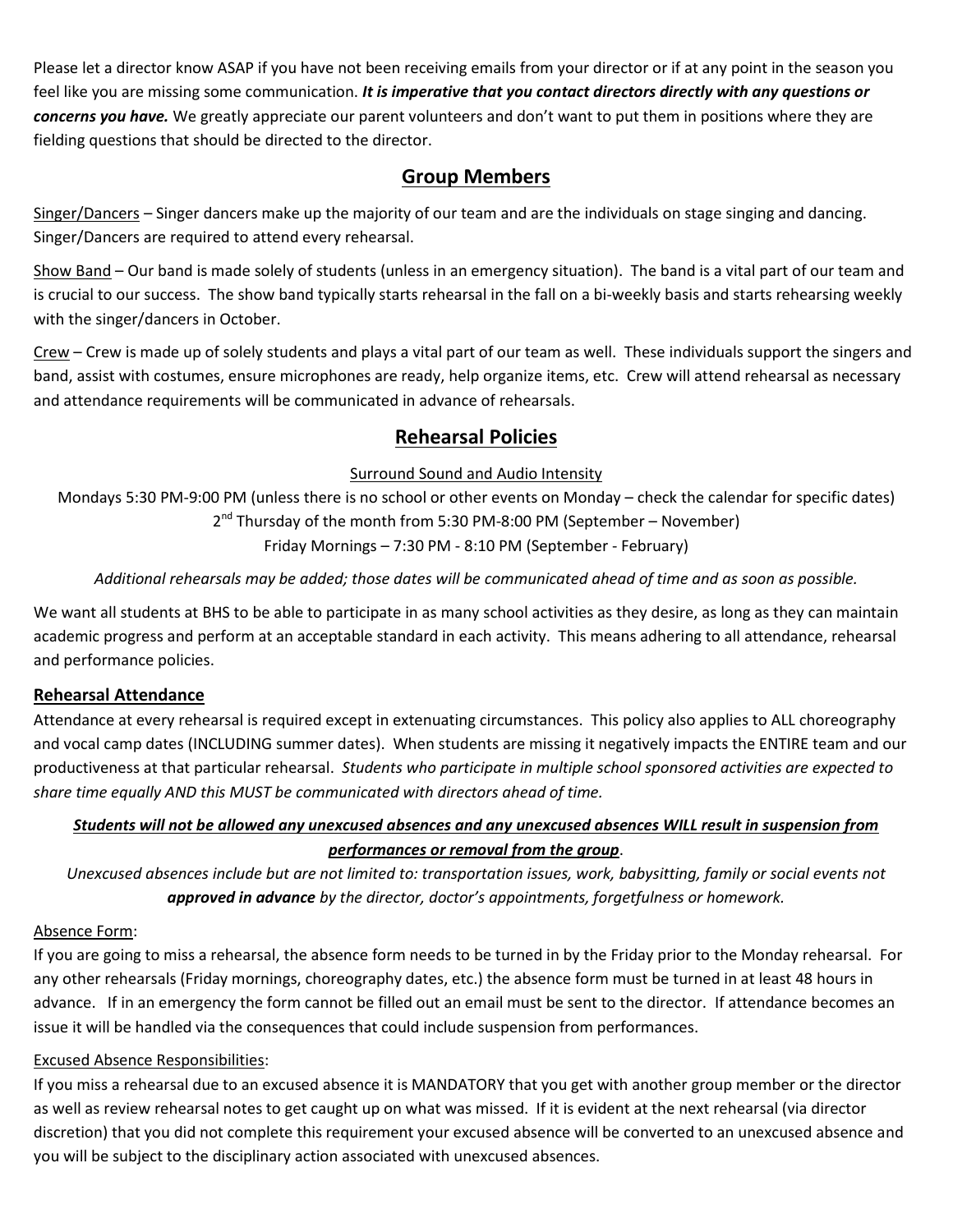Please let a director know ASAP if you have not been receiving emails from your director or if at any point in the season you feel like you are missing some communication. ***It is imperative that you contact directors directly with any questions or concerns you have.*** We greatly appreciate our parent volunteers and don't want to put them in positions where they are fielding questions that should be directed to the director.

## Group Members

<u>Singer/Dancers</u> – Singer dancers make up the majority of our team and are the individuals on stage singing and dancing. Singer/Dancers are required to attend every rehearsal.

<u>Show Band</u> – Our band is made solely of students (unless in an emergency situation). The band is a vital part of our team and is crucial to our success. The show band typically starts rehearsal in the fall on a bi-weekly basis and starts rehearsing weekly with the singer/dancers in October.

<u>Crew</u> – Crew is made up of solely students and plays a vital part of our team as well. These individuals support the singers and band, assist with costumes, ensure microphones are ready, help organize items, etc. Crew will attend rehearsal as necessary and attendance requirements will be communicated in advance of rehearsals.

## Rehearsal Policies

<u>Surround Sound and Audio Intensity</u>

Mondays 5:30 PM-9:00 PM (unless there is no school or other events on Monday – check the calendar for specific dates)
2nd Thursday of the month from 5:30 PM-8:00 PM (September – November)
Friday Mornings – 7:30 PM - 8:10 PM (September - February)

*Additional rehearsals may be added; those dates will be communicated ahead of time and as soon as possible.*

We want all students at BHS to be able to participate in as many school activities as they desire, as long as they can maintain academic progress and perform at an acceptable standard in each activity. This means adhering to all attendance, rehearsal and performance policies.

### Rehearsal Attendance

Attendance at every rehearsal is required except in extenuating circumstances. This policy also applies to ALL choreography and vocal camp dates (INCLUDING summer dates). When students are missing it negatively impacts the ENTIRE team and our productiveness at that particular rehearsal. *Students who participate in multiple school sponsored activities are expected to share time equally AND this MUST be communicated with directors ahead of time.*

***<u>Students will not be allowed any unexcused absences and any unexcused absences WILL result in suspension from performances or removal from the group</u>***.

*Unexcused absences include but are not limited to: transportation issues, work, babysitting, family or social events not* ***approved in advance*** *by the director, doctor's appointments, forgetfulness or homework.*

<u>Absence Form</u>:

If you are going to miss a rehearsal, the absence form needs to be turned in by the Friday prior to the Monday rehearsal. For any other rehearsals (Friday mornings, choreography dates, etc.) the absence form must be turned in at least 48 hours in advance. If in an emergency the form cannot be filled out an email must be sent to the director. If attendance becomes an issue it will be handled via the consequences that could include suspension from performances.

<u>Excused Absence Responsibilities</u>:

If you miss a rehearsal due to an excused absence it is MANDATORY that you get with another group member or the director as well as review rehearsal notes to get caught up on what was missed. If it is evident at the next rehearsal (via director discretion) that you did not complete this requirement your excused absence will be converted to an unexcused absence and you will be subject to the disciplinary action associated with unexcused absences.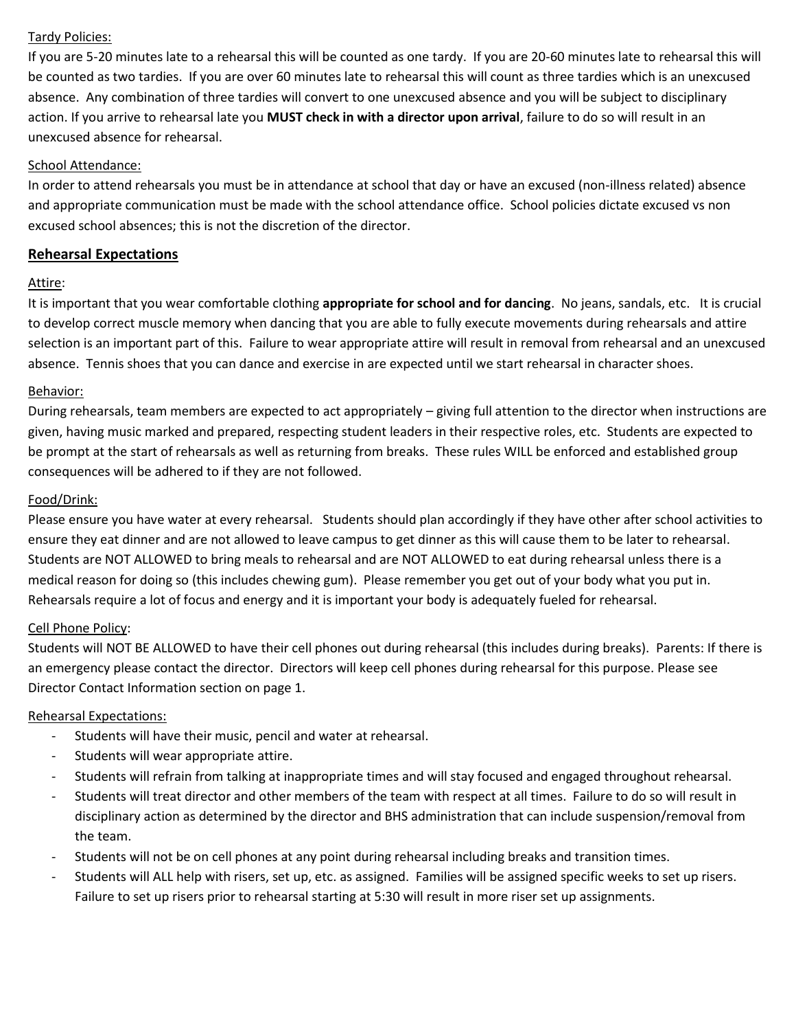Tardy Policies:

If you are 5-20 minutes late to a rehearsal this will be counted as one tardy. If you are 20-60 minutes late to rehearsal this will be counted as two tardies. If you are over 60 minutes late to rehearsal this will count as three tardies which is an unexcused absence. Any combination of three tardies will convert to one unexcused absence and you will be subject to disciplinary action. If you arrive to rehearsal late you **MUST check in with a director upon arrival**, failure to do so will result in an unexcused absence for rehearsal.

School Attendance:

In order to attend rehearsals you must be in attendance at school that day or have an excused (non-illness related) absence and appropriate communication must be made with the school attendance office. School policies dictate excused vs non excused school absences; this is not the discretion of the director.

## Rehearsal Expectations

Attire:

It is important that you wear comfortable clothing **appropriate for school and for dancing**. No jeans, sandals, etc. It is crucial to develop correct muscle memory when dancing that you are able to fully execute movements during rehearsals and attire selection is an important part of this. Failure to wear appropriate attire will result in removal from rehearsal and an unexcused absence. Tennis shoes that you can dance and exercise in are expected until we start rehearsal in character shoes.

Behavior:

During rehearsals, team members are expected to act appropriately – giving full attention to the director when instructions are given, having music marked and prepared, respecting student leaders in their respective roles, etc. Students are expected to be prompt at the start of rehearsals as well as returning from breaks. These rules WILL be enforced and established group consequences will be adhered to if they are not followed.

Food/Drink:

Please ensure you have water at every rehearsal. Students should plan accordingly if they have other after school activities to ensure they eat dinner and are not allowed to leave campus to get dinner as this will cause them to be later to rehearsal. Students are NOT ALLOWED to bring meals to rehearsal and are NOT ALLOWED to eat during rehearsal unless there is a medical reason for doing so (this includes chewing gum). Please remember you get out of your body what you put in. Rehearsals require a lot of focus and energy and it is important your body is adequately fueled for rehearsal.

Cell Phone Policy:

Students will NOT BE ALLOWED to have their cell phones out during rehearsal (this includes during breaks). Parents: If there is an emergency please contact the director. Directors will keep cell phones during rehearsal for this purpose. Please see Director Contact Information section on page 1.

Rehearsal Expectations:

- Students will have their music, pencil and water at rehearsal.
- Students will wear appropriate attire.
- Students will refrain from talking at inappropriate times and will stay focused and engaged throughout rehearsal.
- Students will treat director and other members of the team with respect at all times. Failure to do so will result in disciplinary action as determined by the director and BHS administration that can include suspension/removal from the team.
- Students will not be on cell phones at any point during rehearsal including breaks and transition times.
- Students will ALL help with risers, set up, etc. as assigned. Families will be assigned specific weeks to set up risers. Failure to set up risers prior to rehearsal starting at 5:30 will result in more riser set up assignments.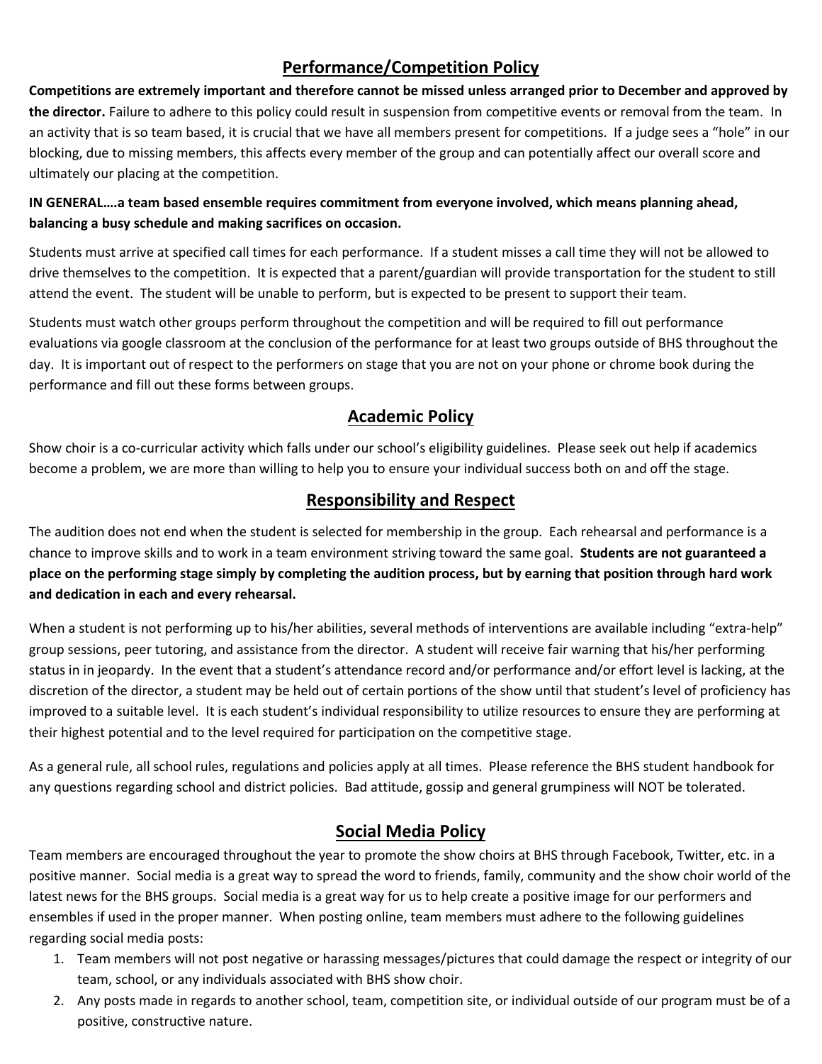## Performance/Competition Policy

**Competitions are extremely important and therefore cannot be missed unless arranged prior to December and approved by the director.** Failure to adhere to this policy could result in suspension from competitive events or removal from the team. In an activity that is so team based, it is crucial that we have all members present for competitions. If a judge sees a "hole" in our blocking, due to missing members, this affects every member of the group and can potentially affect our overall score and ultimately our placing at the competition.

**IN GENERAL….a team based ensemble requires commitment from everyone involved, which means planning ahead, balancing a busy schedule and making sacrifices on occasion.**

Students must arrive at specified call times for each performance. If a student misses a call time they will not be allowed to drive themselves to the competition. It is expected that a parent/guardian will provide transportation for the student to still attend the event. The student will be unable to perform, but is expected to be present to support their team.

Students must watch other groups perform throughout the competition and will be required to fill out performance evaluations via google classroom at the conclusion of the performance for at least two groups outside of BHS throughout the day. It is important out of respect to the performers on stage that you are not on your phone or chrome book during the performance and fill out these forms between groups.

## Academic Policy

Show choir is a co-curricular activity which falls under our school's eligibility guidelines. Please seek out help if academics become a problem, we are more than willing to help you to ensure your individual success both on and off the stage.

## Responsibility and Respect

The audition does not end when the student is selected for membership in the group. Each rehearsal and performance is a chance to improve skills and to work in a team environment striving toward the same goal. **Students are not guaranteed a place on the performing stage simply by completing the audition process, but by earning that position through hard work and dedication in each and every rehearsal.**

When a student is not performing up to his/her abilities, several methods of interventions are available including "extra-help" group sessions, peer tutoring, and assistance from the director. A student will receive fair warning that his/her performing status in in jeopardy. In the event that a student's attendance record and/or performance and/or effort level is lacking, at the discretion of the director, a student may be held out of certain portions of the show until that student's level of proficiency has improved to a suitable level. It is each student's individual responsibility to utilize resources to ensure they are performing at their highest potential and to the level required for participation on the competitive stage.

As a general rule, all school rules, regulations and policies apply at all times. Please reference the BHS student handbook for any questions regarding school and district policies. Bad attitude, gossip and general grumpiness will NOT be tolerated.

## Social Media Policy

Team members are encouraged throughout the year to promote the show choirs at BHS through Facebook, Twitter, etc. in a positive manner. Social media is a great way to spread the word to friends, family, community and the show choir world of the latest news for the BHS groups. Social media is a great way for us to help create a positive image for our performers and ensembles if used in the proper manner. When posting online, team members must adhere to the following guidelines regarding social media posts:

1. Team members will not post negative or harassing messages/pictures that could damage the respect or integrity of our team, school, or any individuals associated with BHS show choir.
2. Any posts made in regards to another school, team, competition site, or individual outside of our program must be of a positive, constructive nature.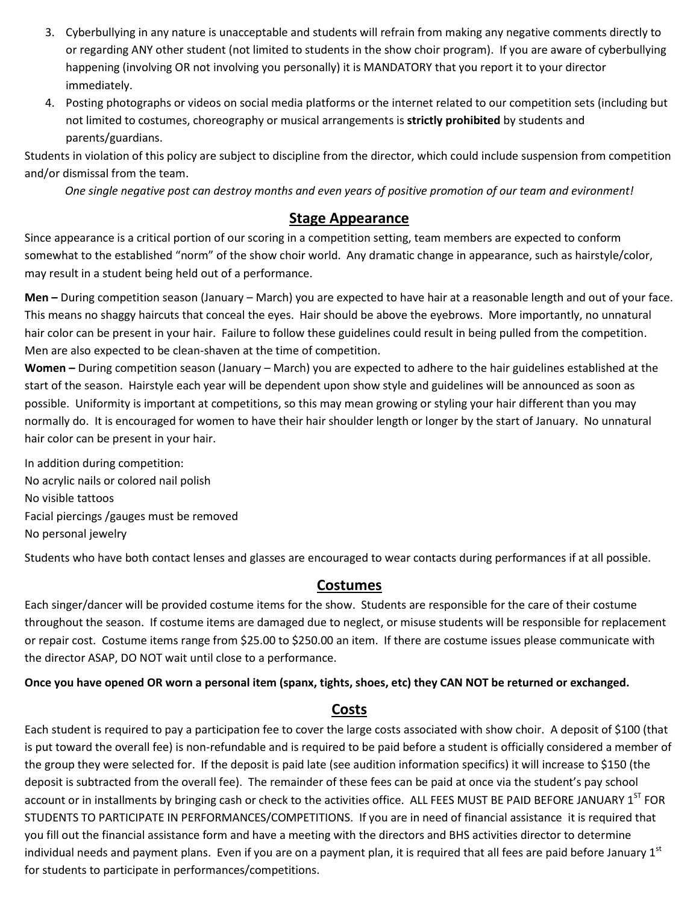3. Cyberbullying in any nature is unacceptable and students will refrain from making any negative comments directly to or regarding ANY other student (not limited to students in the show choir program). If you are aware of cyberbullying happening (involving OR not involving you personally) it is MANDATORY that you report it to your director immediately.
4. Posting photographs or videos on social media platforms or the internet related to our competition sets (including but not limited to costumes, choreography or musical arrangements is **strictly prohibited** by students and parents/guardians.

Students in violation of this policy are subject to discipline from the director, which could include suspension from competition and/or dismissal from the team.

*One single negative post can destroy months and even years of positive promotion of our team and evironment!*

## Stage Appearance

Since appearance is a critical portion of our scoring in a competition setting, team members are expected to conform somewhat to the established "norm" of the show choir world. Any dramatic change in appearance, such as hairstyle/color, may result in a student being held out of a performance.

**Men –** During competition season (January – March) you are expected to have hair at a reasonable length and out of your face. This means no shaggy haircuts that conceal the eyes. Hair should be above the eyebrows. More importantly, no unnatural hair color can be present in your hair. Failure to follow these guidelines could result in being pulled from the competition. Men are also expected to be clean-shaven at the time of competition.

**Women –** During competition season (January – March) you are expected to adhere to the hair guidelines established at the start of the season. Hairstyle each year will be dependent upon show style and guidelines will be announced as soon as possible. Uniformity is important at competitions, so this may mean growing or styling your hair different than you may normally do. It is encouraged for women to have their hair shoulder length or longer by the start of January. No unnatural hair color can be present in your hair.

In addition during competition:
No acrylic nails or colored nail polish
No visible tattoos
Facial piercings /gauges must be removed
No personal jewelry

Students who have both contact lenses and glasses are encouraged to wear contacts during performances if at all possible.

## Costumes

Each singer/dancer will be provided costume items for the show. Students are responsible for the care of their costume throughout the season. If costume items are damaged due to neglect, or misuse students will be responsible for replacement or repair cost. Costume items range from $25.00 to $250.00 an item. If there are costume issues please communicate with the director ASAP, DO NOT wait until close to a performance.

**Once you have opened OR worn a personal item (spanx, tights, shoes, etc) they CAN NOT be returned or exchanged.**

## Costs

Each student is required to pay a participation fee to cover the large costs associated with show choir. A deposit of $100 (that is put toward the overall fee) is non-refundable and is required to be paid before a student is officially considered a member of the group they were selected for. If the deposit is paid late (see audition information specifics) it will increase to $150 (the deposit is subtracted from the overall fee). The remainder of these fees can be paid at once via the student's pay school account or in installments by bringing cash or check to the activities office. ALL FEES MUST BE PAID BEFORE JANUARY 1ST FOR STUDENTS TO PARTICIPATE IN PERFORMANCES/COMPETITIONS. If you are in need of financial assistance it is required that you fill out the financial assistance form and have a meeting with the directors and BHS activities director to determine individual needs and payment plans. Even if you are on a payment plan, it is required that all fees are paid before January 1st for students to participate in performances/competitions.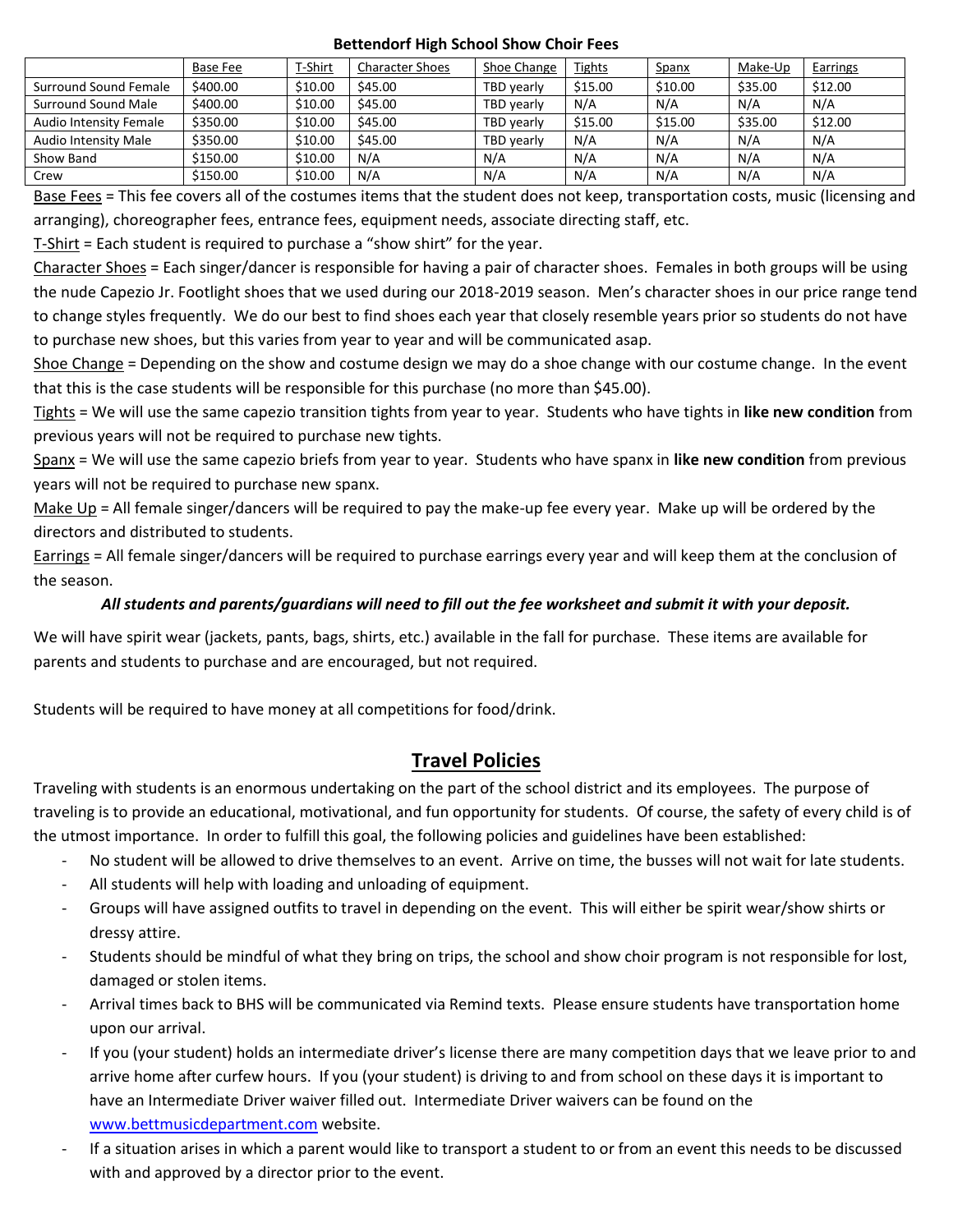**Bettendorf High School Show Choir Fees**

| | Base Fee | T-Shirt | Character Shoes | Shoe Change | Tights | Spanx | Make-Up | Earrings |
|---|---|---|---|---|---|---|---|---|
| Surround Sound Female | $400.00 | $10.00 | $45.00 | TBD yearly | $15.00 | $10.00 | $35.00 | $12.00 |
| Surround Sound Male | $400.00 | $10.00 | $45.00 | TBD yearly | N/A | N/A | N/A | N/A |
| Audio Intensity Female | $350.00 | $10.00 | $45.00 | TBD yearly | $15.00 | $15.00 | $35.00 | $12.00 |
| Audio Intensity Male | $350.00 | $10.00 | $45.00 | TBD yearly | N/A | N/A | N/A | N/A |
| Show Band | $150.00 | $10.00 | N/A | N/A | N/A | N/A | N/A | N/A |
| Crew | $150.00 | $10.00 | N/A | N/A | N/A | N/A | N/A | N/A |

Base Fees = This fee covers all of the costumes items that the student does not keep, transportation costs, music (licensing and arranging), choreographer fees, entrance fees, equipment needs, associate directing staff, etc.

T-Shirt = Each student is required to purchase a "show shirt" for the year.

Character Shoes = Each singer/dancer is responsible for having a pair of character shoes. Females in both groups will be using the nude Capezio Jr. Footlight shoes that we used during our 2018-2019 season. Men's character shoes in our price range tend to change styles frequently. We do our best to find shoes each year that closely resemble years prior so students do not have to purchase new shoes, but this varies from year to year and will be communicated asap.

Shoe Change = Depending on the show and costume design we may do a shoe change with our costume change. In the event that this is the case students will be responsible for this purchase (no more than $45.00).

Tights = We will use the same capezio transition tights from year to year. Students who have tights in **like new condition** from previous years will not be required to purchase new tights.

Spanx = We will use the same capezio briefs from year to year. Students who have spanx in **like new condition** from previous years will not be required to purchase new spanx.

Make Up = All female singer/dancers will be required to pay the make-up fee every year. Make up will be ordered by the directors and distributed to students.

Earrings = All female singer/dancers will be required to purchase earrings every year and will keep them at the conclusion of the season.

***All students and parents/guardians will need to fill out the fee worksheet and submit it with your deposit.***

We will have spirit wear (jackets, pants, bags, shirts, etc.) available in the fall for purchase. These items are available for parents and students to purchase and are encouraged, but not required.

Students will be required to have money at all competitions for food/drink.

## Travel Policies

Traveling with students is an enormous undertaking on the part of the school district and its employees. The purpose of traveling is to provide an educational, motivational, and fun opportunity for students. Of course, the safety of every child is of the utmost importance. In order to fulfill this goal, the following policies and guidelines have been established:

- No student will be allowed to drive themselves to an event. Arrive on time, the busses will not wait for late students.
- All students will help with loading and unloading of equipment.
- Groups will have assigned outfits to travel in depending on the event. This will either be spirit wear/show shirts or dressy attire.
- Students should be mindful of what they bring on trips, the school and show choir program is not responsible for lost, damaged or stolen items.
- Arrival times back to BHS will be communicated via Remind texts. Please ensure students have transportation home upon our arrival.
- If you (your student) holds an intermediate driver's license there are many competition days that we leave prior to and arrive home after curfew hours. If you (your student) is driving to and from school on these days it is important to have an Intermediate Driver waiver filled out. Intermediate Driver waivers can be found on the www.bettmusicdepartment.com website.
- If a situation arises in which a parent would like to transport a student to or from an event this needs to be discussed with and approved by a director prior to the event.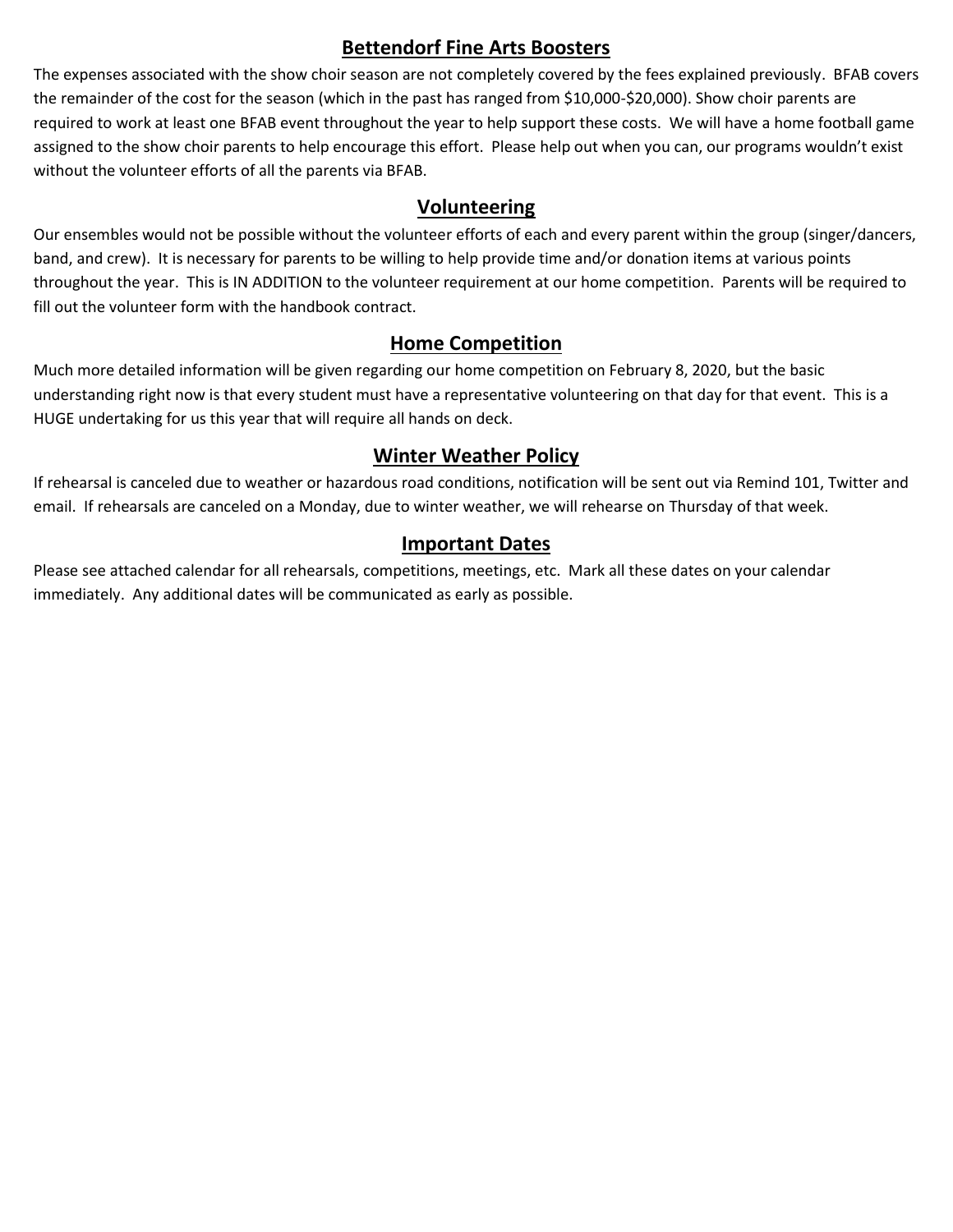## Bettendorf Fine Arts Boosters

The expenses associated with the show choir season are not completely covered by the fees explained previously. BFAB covers the remainder of the cost for the season (which in the past has ranged from $10,000-$20,000). Show choir parents are required to work at least one BFAB event throughout the year to help support these costs. We will have a home football game assigned to the show choir parents to help encourage this effort. Please help out when you can, our programs wouldn't exist without the volunteer efforts of all the parents via BFAB.

## Volunteering

Our ensembles would not be possible without the volunteer efforts of each and every parent within the group (singer/dancers, band, and crew). It is necessary for parents to be willing to help provide time and/or donation items at various points throughout the year. This is IN ADDITION to the volunteer requirement at our home competition. Parents will be required to fill out the volunteer form with the handbook contract.

## Home Competition

Much more detailed information will be given regarding our home competition on February 8, 2020, but the basic understanding right now is that every student must have a representative volunteering on that day for that event. This is a HUGE undertaking for us this year that will require all hands on deck.

## Winter Weather Policy

If rehearsal is canceled due to weather or hazardous road conditions, notification will be sent out via Remind 101, Twitter and email. If rehearsals are canceled on a Monday, due to winter weather, we will rehearse on Thursday of that week.

## Important Dates

Please see attached calendar for all rehearsals, competitions, meetings, etc. Mark all these dates on your calendar immediately. Any additional dates will be communicated as early as possible.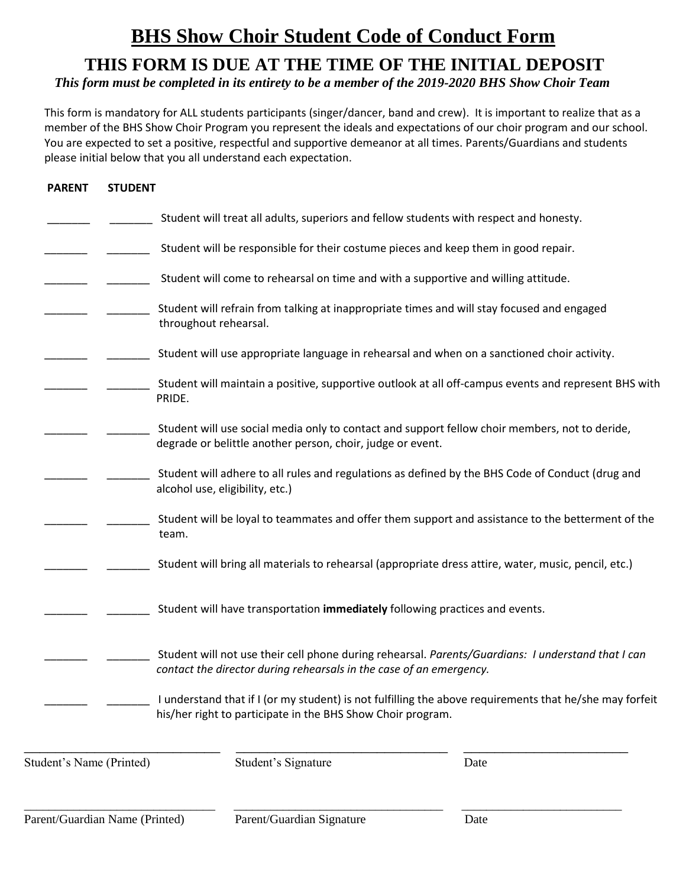# BHS Show Choir Student Code of Conduct Form

## THIS FORM IS DUE AT THE TIME OF THE INITIAL DEPOSIT

***This form must be completed in its entirety to be a member of the 2019-2020 BHS Show Choir Team***

This form is mandatory for ALL students participants (singer/dancer, band and crew). It is important to realize that as a member of the BHS Show Choir Program you represent the ideals and expectations of our choir program and our school. You are expected to set a positive, respectful and supportive demeanor at all times. Parents/Guardians and students please initial below that you all understand each expectation.

| PARENT | STUDENT | |
|---|---|---|
| _______ | _______ | Student will treat all adults, superiors and fellow students with respect and honesty. |
| _______ | _______ | Student will be responsible for their costume pieces and keep them in good repair. |
| _______ | _______ | Student will come to rehearsal on time and with a supportive and willing attitude. |
| _______ | _______ | Student will refrain from talking at inappropriate times and will stay focused and engaged throughout rehearsal. |
| _______ | _______ | Student will use appropriate language in rehearsal and when on a sanctioned choir activity. |
| _______ | _______ | Student will maintain a positive, supportive outlook at all off-campus events and represent BHS with PRIDE. |
| _______ | _______ | Student will use social media only to contact and support fellow choir members, not to deride, degrade or belittle another person, choir, judge or event. |
| _______ | _______ | Student will adhere to all rules and regulations as defined by the BHS Code of Conduct (drug and alcohol use, eligibility, etc.) |
| _______ | _______ | Student will be loyal to teammates and offer them support and assistance to the betterment of the team. |
| _______ | _______ | Student will bring all materials to rehearsal (appropriate dress attire, water, music, pencil, etc.) |
| _______ | _______ | Student will have transportation **immediately** following practices and events. |
| _______ | _______ | Student will not use their cell phone during rehearsal. *Parents/Guardians: I understand that I can contact the director during rehearsals in the case of an emergency.* |
| _______ | _______ | I understand that if I (or my student) is not fulfilling the above requirements that he/she may forfeit his/her right to participate in the BHS Show Choir program. |

| ______________________________ | ______________________________ | ______________________________ |
|---|---|---|
| Student's Name (Printed) | Student's Signature | Date |

| ______________________________ | ______________________________ | ______________________________ |
|---|---|---|
| Parent/Guardian Name (Printed) | Parent/Guardian Signature | Date |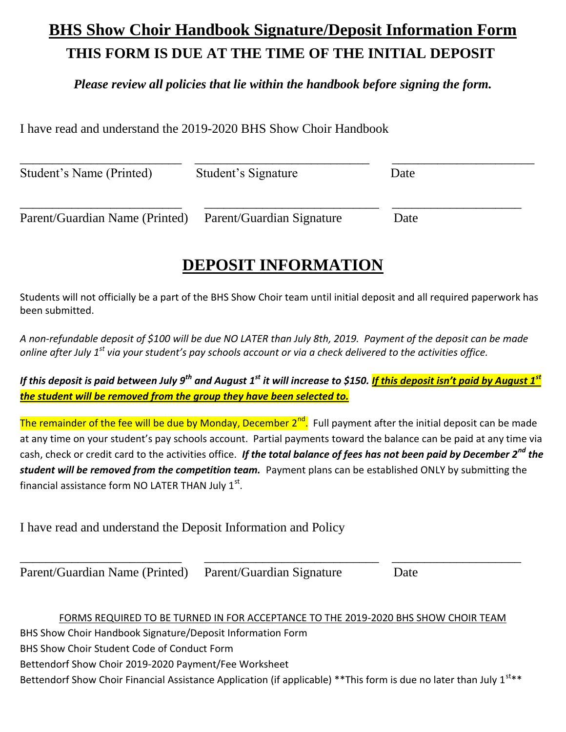# BHS Show Choir Handbook Signature/Deposit Information Form

## THIS FORM IS DUE AT THE TIME OF THE INITIAL DEPOSIT

***Please review all policies that lie within the handbook before signing the form.***

I have read and understand the 2019-2020 BHS Show Choir Handbook

| | | |
|---|---|---|
| _________________________ | ___________________________ | _____________________ |
| Student's Name (Printed) | Student's Signature | Date |
| _________________________ | ___________________________ | _____________________ |
| Parent/Guardian Name (Printed) | Parent/Guardian Signature | Date |

## DEPOSIT INFORMATION

Students will not officially be a part of the BHS Show Choir team until initial deposit and all required paperwork has been submitted.

*A non-refundable deposit of $100 will be due NO LATER than July 8th, 2019. Payment of the deposit can be made online after July 1st via your student's pay schools account or via a check delivered to the activities office.*

***If this deposit is paid between July 9th and August 1st it will increase to $150. If this deposit isn't paid by August 1st the student will be removed from the group they have been selected to.***

The remainder of the fee will be due by Monday, December 2nd. Full payment after the initial deposit can be made at any time on your student's pay schools account. Partial payments toward the balance can be paid at any time via cash, check or credit card to the activities office. ***If the total balance of fees has not been paid by December 2nd the student will be removed from the competition team.*** Payment plans can be established ONLY by submitting the financial assistance form NO LATER THAN July 1st.

I have read and understand the Deposit Information and Policy

| | | |
|---|---|---|
| _________________________ | ___________________________ | _____________________ |
| Parent/Guardian Name (Printed) | Parent/Guardian Signature | Date |

FORMS REQUIRED TO BE TURNED IN FOR ACCEPTANCE TO THE 2019-2020 BHS SHOW CHOIR TEAM

BHS Show Choir Handbook Signature/Deposit Information Form

BHS Show Choir Student Code of Conduct Form

Bettendorf Show Choir 2019-2020 Payment/Fee Worksheet

Bettendorf Show Choir Financial Assistance Application (if applicable) **This form is due no later than July 1st**